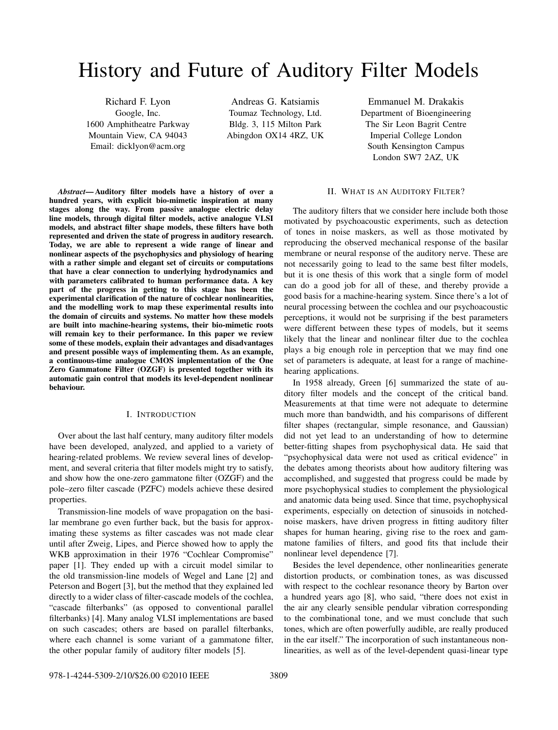# History and Future of Auditory Filter Models

Richard F. Lyon
Google, Inc.
1600 Amphitheatre Parkway
Mountain View, CA 94043
Email: dicklyon@acm.org

Andreas G. Katsiamis
Toumaz Technology, Ltd.
Bldg. 3, 115 Milton Park
Abingdon OX14 4RZ, UK

Emmanuel M. Drakakis
Department of Bioengineering
The Sir Leon Bagrit Centre
Imperial College London
South Kensington Campus
London SW7 2AZ, UK

***Abstract*— Auditory filter models have a history of over a hundred years, with explicit bio-mimetic inspiration at many stages along the way. From passive analogue electric delay line models, through digital filter models, active analogue VLSI models, and abstract filter shape models, these filters have both represented and driven the state of progress in auditory research. Today, we are able to represent a wide range of linear and nonlinear aspects of the psychophysics and physiology of hearing with a rather simple and elegant set of circuits or computations that have a clear connection to underlying hydrodynamics and with parameters calibrated to human performance data. A key part of the progress in getting to this stage has been the experimental clarification of the nature of cochlear nonlinearities, and the modelling work to map these experimental results into the domain of circuits and systems. No matter how these models are built into machine-hearing systems, their bio-mimetic roots will remain key to their performance. In this paper we review some of these models, explain their advantages and disadvantages and present possible ways of implementing them. As an example, a continuous-time analogue CMOS implementation of the One Zero Gammatone Filter (OZGF) is presented together with its automatic gain control that models its level-dependent nonlinear behaviour.**

## I. Introduction

Over about the last half century, many auditory filter models have been developed, analyzed, and applied to a variety of hearing-related problems. We review several lines of development, and several criteria that filter models might try to satisfy, and show how the one-zero gammatone filter (OZGF) and the pole–zero filter cascade (PZFC) models achieve these desired properties.

Transmission-line models of wave propagation on the basilar membrane go even further back, but the basis for approximating these systems as filter cascades was not made clear until after Zweig, Lipes, and Pierce showed how to apply the WKB approximation in their 1976 "Cochlear Compromise" paper [1]. They ended up with a circuit model similar to the old transmission-line models of Wegel and Lane [2] and Peterson and Bogert [3], but the method that they explained led directly to a wider class of filter-cascade models of the cochlea, "cascade filterbanks" (as opposed to conventional parallel filterbanks) [4]. Many analog VLSI implementations are based on such cascades; others are based on parallel filterbanks, where each channel is some variant of a gammatone filter, the other popular family of auditory filter models [5].

## II. What is an Auditory Filter?

The auditory filters that we consider here include both those motivated by psychoacoustic experiments, such as detection of tones in noise maskers, as well as those motivated by reproducing the observed mechanical response of the basilar membrane or neural response of the auditory nerve. These are not necessarily going to lead to the same best filter models, but it is one thesis of this work that a single form of model can do a good job for all of these, and thereby provide a good basis for a machine-hearing system. Since there's a lot of neural processing between the cochlea and our psychoacoustic perceptions, it would not be surprising if the best parameters were different between these types of models, but it seems likely that the linear and nonlinear filter due to the cochlea plays a big enough role in perception that we may find one set of parameters is adequate, at least for a range of machine-hearing applications.

In 1958 already, Green [6] summarized the state of auditory filter models and the concept of the critical band. Measurements at that time were not adequate to determine much more than bandwidth, and his comparisons of different filter shapes (rectangular, simple resonance, and Gaussian) did not yet lead to an understanding of how to determine better-fitting shapes from psychophysical data. He said that "psychophysical data were not used as critical evidence" in the debates among theorists about how auditory filtering was accomplished, and suggested that progress could be made by more psychophysical studies to complement the physiological and anatomic data being used. Since that time, psychophysical experiments, especially on detection of sinusoids in notched-noise maskers, have driven progress in fitting auditory filter shapes for human hearing, giving rise to the roex and gammatone families of filters, and good fits that include their nonlinear level dependence [7].

Besides the level dependence, other nonlinearities generate distortion products, or combination tones, as was discussed with respect to the cochlear resonance theory by Barton over a hundred years ago [8], who said, "there does not exist in the air any clearly sensible pendular vibration corresponding to the combinational tone, and we must conclude that such tones, which are often powerfully audible, are really produced in the ear itself." The incorporation of such instantaneous nonlinearities, as well as of the level-dependent quasi-linear type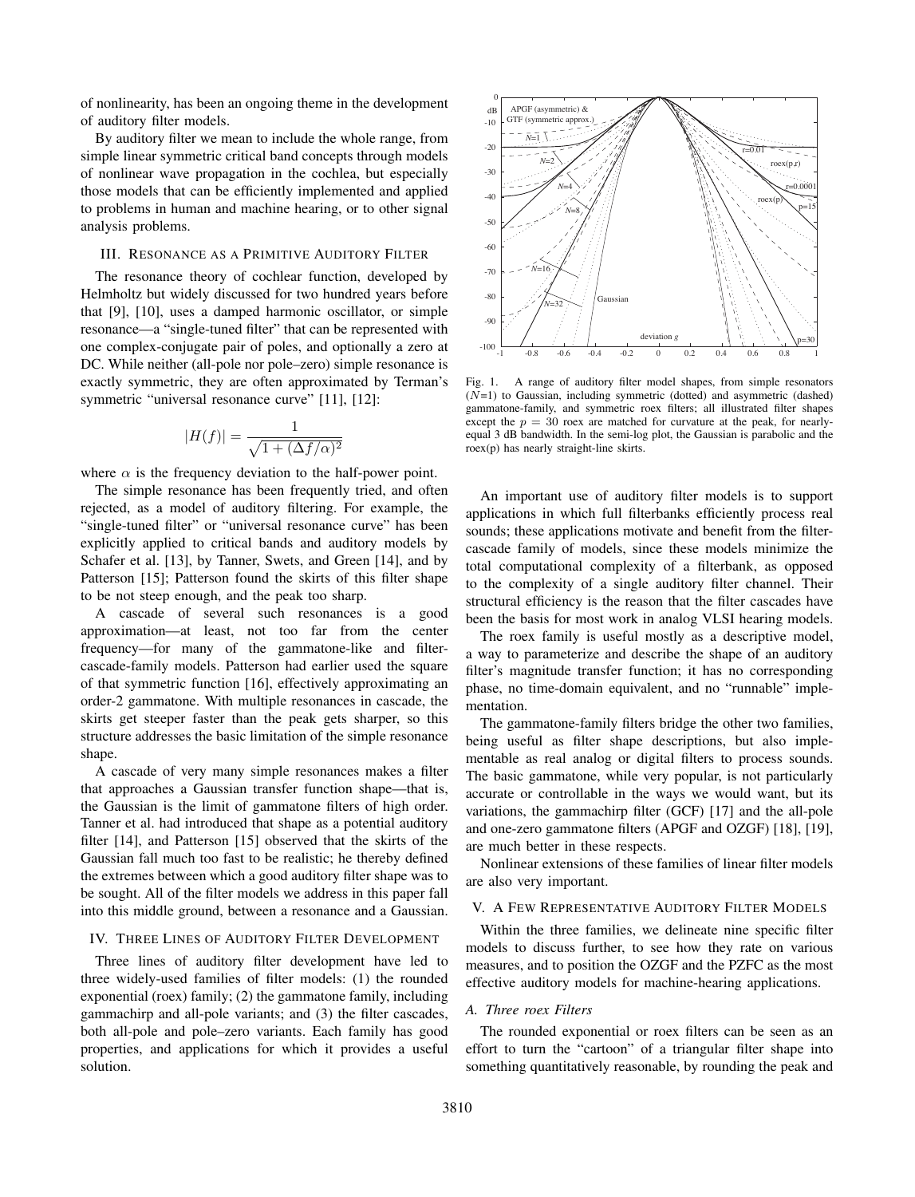of nonlinearity, has been an ongoing theme in the development of auditory filter models.

By auditory filter we mean to include the whole range, from simple linear symmetric critical band concepts through models of nonlinear wave propagation in the cochlea, but especially those models that can be efficiently implemented and applied to problems in human and machine hearing, or to other signal analysis problems.

## III. Resonance as a Primitive Auditory Filter

The resonance theory of cochlear function, developed by Helmholtz but widely discussed for two hundred years before that [9], [10], uses a damped harmonic oscillator, or simple resonance—a "single-tuned filter" that can be represented with one complex-conjugate pair of poles, and optionally a zero at DC. While neither (all-pole nor pole–zero) simple resonance is exactly symmetric, they are often approximated by Terman's symmetric "universal resonance curve" [11], [12]:

$$|H(f)| = \frac{1}{\sqrt{1 + (\Delta f/\alpha)^2}}$$

where $\alpha$ is the frequency deviation to the half-power point.

The simple resonance has been frequently tried, and often rejected, as a model of auditory filtering. For example, the "single-tuned filter" or "universal resonance curve" has been explicitly applied to critical bands and auditory models by Schafer et al. [13], by Tanner, Swets, and Green [14], and by Patterson [15]; Patterson found the skirts of this filter shape to be not steep enough, and the peak too sharp.

A cascade of several such resonances is a good approximation—at least, not too far from the center frequency—for many of the gammatone-like and filter-cascade-family models. Patterson had earlier used the square of that symmetric function [16], effectively approximating an order-2 gammatone. With multiple resonances in cascade, the skirts get steeper faster than the peak gets sharper, so this structure addresses the basic limitation of the simple resonance shape.

A cascade of very many simple resonances makes a filter that approaches a Gaussian transfer function shape—that is, the Gaussian is the limit of gammatone filters of high order. Tanner et al. had introduced that shape as a potential auditory filter [14], and Patterson [15] observed that the skirts of the Gaussian fall much too fast to be realistic; he thereby defined the extremes between which a good auditory filter shape was to be sought. All of the filter models we address in this paper fall into this middle ground, between a resonance and a Gaussian.

## IV. Three Lines of Auditory Filter Development

Three lines of auditory filter development have led to three widely-used families of filter models: (1) the rounded exponential (roex) family; (2) the gammatone family, including gammachirp and all-pole variants; and (3) the filter cascades, both all-pole and pole–zero variants. Each family has good properties, and applications for which it provides a useful solution.

0
dB
-10
-20
-30
-40
-50
-60
-70
-80
-90
-100
-1 -0.8 -0.6 -0.4 -0.2 0 0.2 0.4 0.6 0.8 1
APGF (asymmetric) &
GTF (symmetric approx.)
N=1
N=2
N=4
N=8
N=16
N=32
Gaussian
deviation g
r=0.01
roex(p,r)
r=0.0001
roex(p)
p=15
p=30

Fig. 1. A range of auditory filter model shapes, from simple resonators ($N$=1) to Gaussian, including symmetric (dotted) and asymmetric (dashed) gammatone-family, and symmetric roex filters; all illustrated filter shapes except the $p = 30$ roex are matched for curvature at the peak, for nearly-equal 3 dB bandwidth. In the semi-log plot, the Gaussian is parabolic and the roex(p) has nearly straight-line skirts.

An important use of auditory filter models is to support applications in which full filterbanks efficiently process real sounds; these applications motivate and benefit from the filter-cascade family of models, since these models minimize the total computational complexity of a filterbank, as opposed to the complexity of a single auditory filter channel. Their structural efficiency is the reason that the filter cascades have been the basis for most work in analog VLSI hearing models.

The roex family is useful mostly as a descriptive model, a way to parameterize and describe the shape of an auditory filter's magnitude transfer function; it has no corresponding phase, no time-domain equivalent, and no "runnable" implementation.

The gammatone-family filters bridge the other two families, being useful as filter shape descriptions, but also implementable as real analog or digital filters to process sounds. The basic gammatone, while very popular, is not particularly accurate or controllable in the ways we would want, but its variations, the gammachirp filter (GCF) [17] and the all-pole and one-zero gammatone filters (APGF and OZGF) [18], [19], are much better in these respects.

Nonlinear extensions of these families of linear filter models are also very important.

## V. A Few Representative Auditory Filter Models

Within the three families, we delineate nine specific filter models to discuss further, to see how they rate on various measures, and to position the OZGF and the PZFC as the most effective auditory models for machine-hearing applications.

### A. Three roex Filters

The rounded exponential or roex filters can be seen as an effort to turn the "cartoon" of a triangular filter shape into something quantitatively reasonable, by rounding the peak and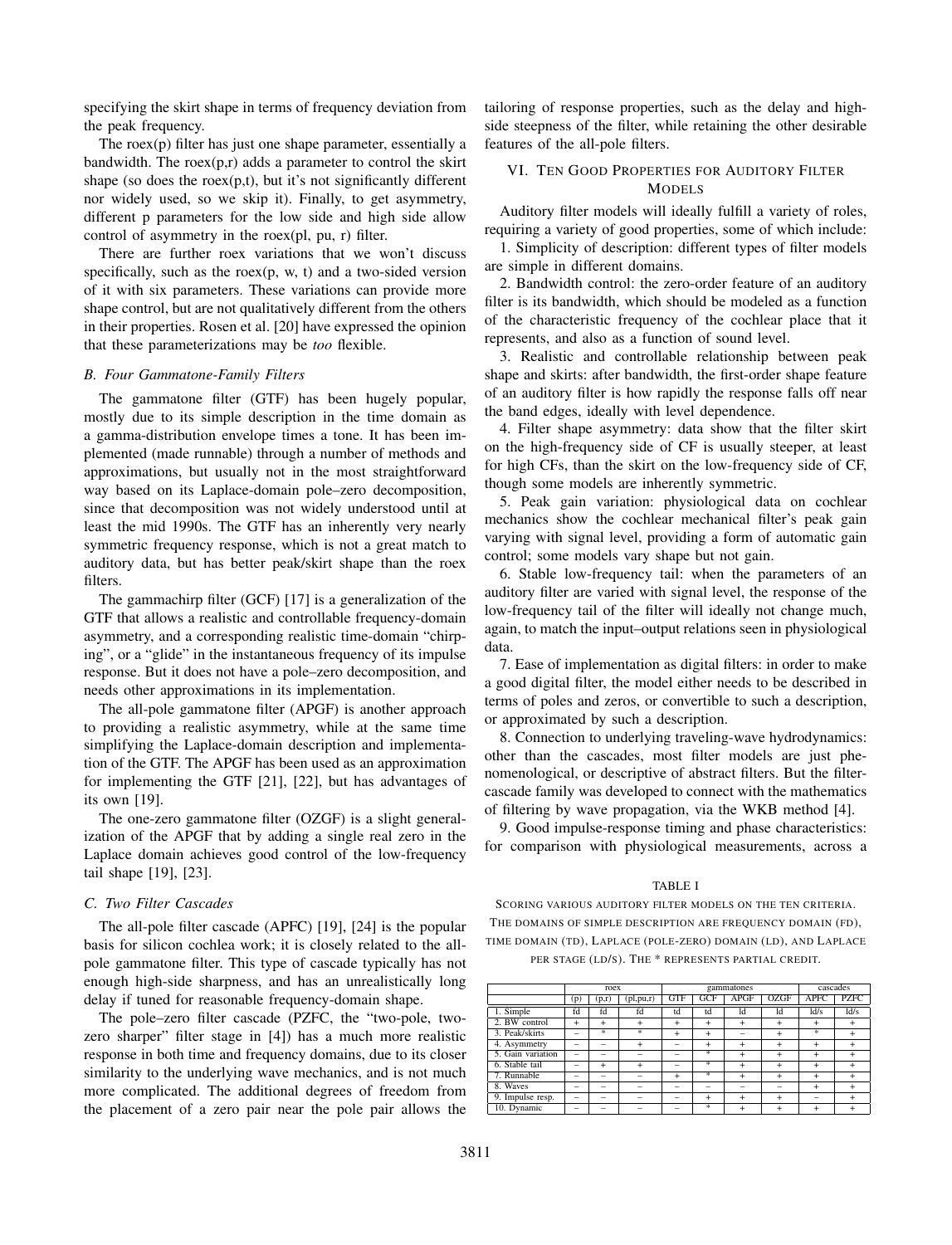specifying the skirt shape in terms of frequency deviation from the peak frequency.

The roex(p) filter has just one shape parameter, essentially a bandwidth. The roex(p,r) adds a parameter to control the skirt shape (so does the roex(p,t), but it's not significantly different nor widely used, so we skip it). Finally, to get asymmetry, different p parameters for the low side and high side allow control of asymmetry in the roex(pl, pu, r) filter.

There are further roex variations that we won't discuss specifically, such as the roex(p, w, t) and a two-sided version of it with six parameters. These variations can provide more shape control, but are not qualitatively different from the others in their properties. Rosen et al. [20] have expressed the opinion that these parameterizations may be *too* flexible.

### B. Four Gammatone-Family Filters

The gammatone filter (GTF) has been hugely popular, mostly due to its simple description in the time domain as a gamma-distribution envelope times a tone. It has been implemented (made runnable) through a number of methods and approximations, but usually not in the most straightforward way based on its Laplace-domain pole–zero decomposition, since that decomposition was not widely understood until at least the mid 1990s. The GTF has an inherently very nearly symmetric frequency response, which is not a great match to auditory data, but has better peak/skirt shape than the roex filters.

The gammachirp filter (GCF) [17] is a generalization of the GTF that allows a realistic and controllable frequency-domain asymmetry, and a corresponding realistic time-domain "chirping", or a "glide" in the instantaneous frequency of its impulse response. But it does not have a pole–zero decomposition, and needs other approximations in its implementation.

The all-pole gammatone filter (APGF) is another approach to providing a realistic asymmetry, while at the same time simplifying the Laplace-domain description and implementation of the GTF. The APGF has been used as an approximation for implementing the GTF [21], [22], but has advantages of its own [19].

The one-zero gammatone filter (OZGF) is a slight generalization of the APGF that by adding a single real zero in the Laplace domain achieves good control of the low-frequency tail shape [19], [23].

### C. Two Filter Cascades

The all-pole filter cascade (APFC) [19], [24] is the popular basis for silicon cochlea work; it is closely related to the all-pole gammatone filter. This type of cascade typically has not enough high-side sharpness, and has an unrealistically long delay if tuned for reasonable frequency-domain shape.

The pole–zero filter cascade (PZFC, the "two-pole, two-zero sharper" filter stage in [4]) has a much more realistic response in both time and frequency domains, due to its closer similarity to the underlying wave mechanics, and is not much more complicated. The additional degrees of freedom from the placement of a zero pair near the pole pair allows the tailoring of response properties, such as the delay and high-side steepness of the filter, while retaining the other desirable features of the all-pole filters.

## VI. Ten Good Properties for Auditory Filter Models

Auditory filter models will ideally fulfill a variety of roles, requiring a variety of good properties, some of which include:

1. Simplicity of description: different types of filter models are simple in different domains.

2. Bandwidth control: the zero-order feature of an auditory filter is its bandwidth, which should be modeled as a function of the characteristic frequency of the cochlear place that it represents, and also as a function of sound level.

3. Realistic and controllable relationship between peak shape and skirts: after bandwidth, the first-order shape feature of an auditory filter is how rapidly the response falls off near the band edges, ideally with level dependence.

4. Filter shape asymmetry: data show that the filter skirt on the high-frequency side of CF is usually steeper, at least for high CFs, than the skirt on the low-frequency side of CF, though some models are inherently symmetric.

5. Peak gain variation: physiological data on cochlear mechanics show the cochlear mechanical filter's peak gain varying with signal level, providing a form of automatic gain control; some models vary shape but not gain.

6. Stable low-frequency tail: when the parameters of an auditory filter are varied with signal level, the response of the low-frequency tail of the filter will ideally not change much, again, to match the input–output relations seen in physiological data.

7. Ease of implementation as digital filters: in order to make a good digital filter, the model either needs to be described in terms of poles and zeros, or convertible to such a description, or approximated by such a description.

8. Connection to underlying traveling-wave hydrodynamics: other than the cascades, most filter models are just phenomenological, or descriptive of abstract filters. But the filter-cascade family was developed to connect with the mathematics of filtering by wave propagation, via the WKB method [4].

9. Good impulse-response timing and phase characteristics: for comparison with physiological measurements, across a

TABLE I

Scoring various auditory filter models on the ten criteria. The domains of simple description are frequency domain (fd), time domain (td), Laplace (pole-zero) domain (ld), and Laplace per stage (ld/s). The * represents partial credit.

| | roex | | | gammatones | | | | cascades | |
|---|---|---|---|---|---|---|---|---|---|
| | (p) | (p,r) | (pl,pu,r) | GTF | GCF | APGF | OZGF | APFC | PZFC |
| 1. Simple | fd | fd | fd | td | td | ld | ld | ld/s | ld/s |
| 2. BW control | + | + | + | + | + | + | + | + | + |
| 3. Peak/skirts | − | * | * | + | + | − | + | * | + |
| 4. Asymmetry | − | − | + | − | + | + | + | + | + |
| 5. Gain variation | − | − | − | − | * | + | + | + | + |
| 6. Stable tail | − | + | + | − | * | + | + | + | + |
| 7. Runnable | − | − | − | + | * | + | + | + | + |
| 8. Waves | − | − | − | − | − | − | − | + | + |
| 9. Impulse resp. | − | − | − | − | + | + | + | − | + |
| 10. Dynamic | − | − | − | − | * | + | + | + | + |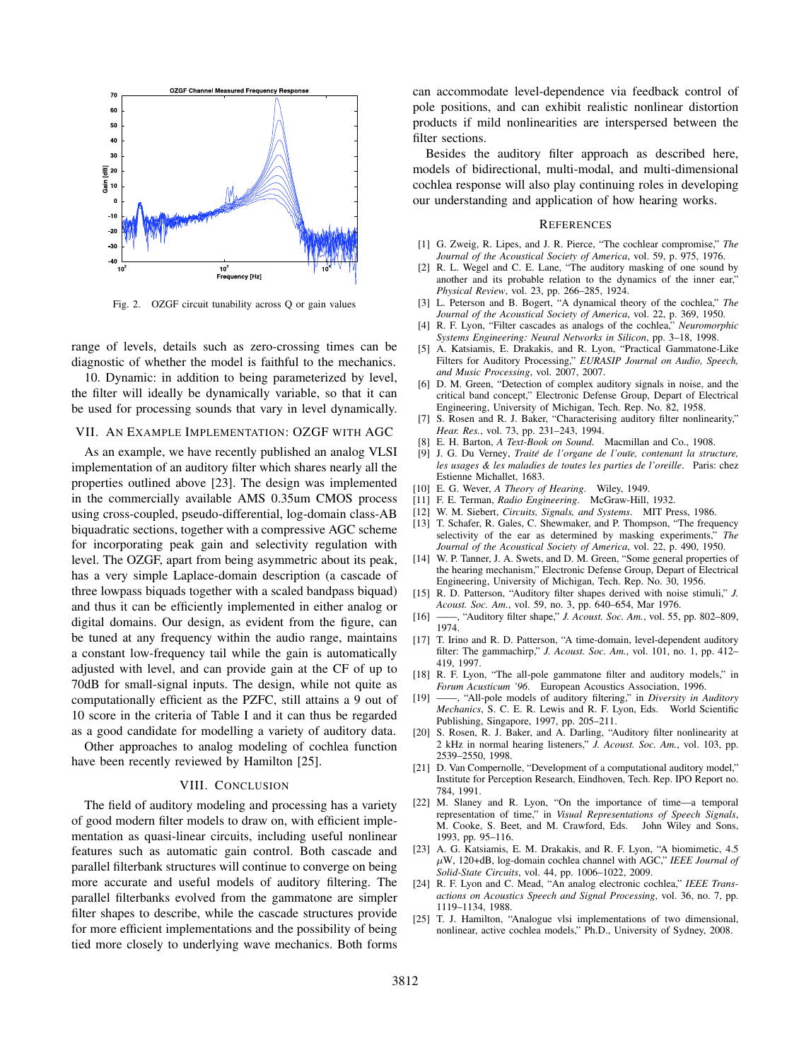OZGF Channel Measured Frequency Response

Gain [dB]

70
60
50
40
30
20
10
0
-10
-20
-30
-40

$10^{2}$
$10^{3}$
$10^{4}$

Frequency [Hz]

Fig. 2. OZGF circuit tunability across Q or gain values

range of levels, details such as zero-crossing times can be diagnostic of whether the model is faithful to the mechanics.

10. Dynamic: in addition to being parameterized by level, the filter will ideally be dynamically variable, so that it can be used for processing sounds that vary in level dynamically.

## VII. An Example Implementation: OZGF with AGC

As an example, we have recently published an analog VLSI implementation of an auditory filter which shares nearly all the properties outlined above [23]. The design was implemented in the commercially available AMS 0.35um CMOS process using cross-coupled, pseudo-differential, log-domain class-AB biquadratic sections, together with a compressive AGC scheme for incorporating peak gain and selectivity regulation with level. The OZGF, apart from being asymmetric about its peak, has a very simple Laplace-domain description (a cascade of three lowpass biquads together with a scaled bandpass biquad) and thus it can be efficiently implemented in either analog or digital domains. Our design, as evident from the figure, can be tuned at any frequency within the audio range, maintains a constant low-frequency tail while the gain is automatically adjusted with level, and can provide gain at the CF of up to 70dB for small-signal inputs. The design, while not quite as computationally efficient as the PZFC, still attains a 9 out of 10 score in the criteria of Table I and it can thus be regarded as a good candidate for modelling a variety of auditory data.

Other approaches to analog modeling of cochlea function have been recently reviewed by Hamilton [25].

## VIII. Conclusion

The field of auditory modeling and processing has a variety of good modern filter models to draw on, with efficient implementation as quasi-linear circuits, including useful nonlinear features such as automatic gain control. Both cascade and parallel filterbank structures will continue to converge on being more accurate and useful models of auditory filtering. The parallel filterbanks evolved from the gammatone are simpler filter shapes to describe, while the cascade structures provide for more efficient implementations and the possibility of being tied more closely to underlying wave mechanics. Both forms can accommodate level-dependence via feedback control of pole positions, and can exhibit realistic nonlinear distortion products if mild nonlinearities are interspersed between the filter sections.

Besides the auditory filter approach as described here, models of bidirectional, multi-modal, and multi-dimensional cochlea response will also play continuing roles in developing our understanding and application of how hearing works.

## References

[1] G. Zweig, R. Lipes, and J. R. Pierce, "The cochlear compromise," *The Journal of the Acoustical Society of America*, vol. 59, p. 975, 1976.

[2] R. L. Wegel and C. E. Lane, "The auditory masking of one sound by another and its probable relation to the dynamics of the inner ear," *Physical Review*, vol. 23, pp. 266–285, 1924.

[3] L. Peterson and B. Bogert, "A dynamical theory of the cochlea," *The Journal of the Acoustical Society of America*, vol. 22, p. 369, 1950.

[4] R. F. Lyon, "Filter cascades as analogs of the cochlea," *Neuromorphic Systems Engineering: Neural Networks in Silicon*, pp. 3–18, 1998.

[5] A. Katsiamis, E. Drakakis, and R. Lyon, "Practical Gammatone-Like Filters for Auditory Processing," *EURASIP Journal on Audio, Speech, and Music Processing*, vol. 2007, 2007.

[6] D. M. Green, "Detection of complex auditory signals in noise, and the critical band concept," Electronic Defense Group, Depart of Electrical Engineering, University of Michigan, Tech. Rep. No. 82, 1958.

[7] S. Rosen and R. J. Baker, "Characterising auditory filter nonlinearity," *Hear. Res.*, vol. 73, pp. 231–243, 1994.

[8] E. H. Barton, *A Text-Book on Sound*. Macmillan and Co., 1908.

[9] J. G. Du Verney, *Traité de l'organe de l'ouïe, contenant la structure, les usages & les maladies de toutes les parties de l'oreille*. Paris: chez Estienne Michallet, 1683.

[10] E. G. Wever, *A Theory of Hearing*. Wiley, 1949.

[11] F. E. Terman, *Radio Engineering*. McGraw-Hill, 1932.

[12] W. M. Siebert, *Circuits, Signals, and Systems*. MIT Press, 1986.

[13] T. Schafer, R. Gales, C. Shewmaker, and P. Thompson, "The frequency selectivity of the ear as determined by masking experiments," *The Journal of the Acoustical Society of America*, vol. 22, p. 490, 1950.

[14] W. P. Tanner, J. A. Swets, and D. M. Green, "Some general properties of the hearing mechanism," Electronic Defense Group, Depart of Electrical Engineering, University of Michigan, Tech. Rep. No. 30, 1956.

[15] R. D. Patterson, "Auditory filter shapes derived with noise stimuli," *J. Acoust. Soc. Am.*, vol. 59, no. 3, pp. 640–654, Mar 1976.

[16] ——, "Auditory filter shape," *J. Acoust. Soc. Am.*, vol. 55, pp. 802–809, 1974.

[17] T. Irino and R. D. Patterson, "A time-domain, level-dependent auditory filter: The gammachirp," *J. Acoust. Soc. Am.*, vol. 101, no. 1, pp. 412–419, 1997.

[18] R. F. Lyon, "The all-pole gammatone filter and auditory models," in *Forum Acusticum '96*. European Acoustics Association, 1996.

[19] ——, "All-pole models of auditory filtering," in *Diversity in Auditory Mechanics*, S. C. E. R. Lewis and R. F. Lyon, Eds. World Scientific Publishing, Singapore, 1997, pp. 205–211.

[20] S. Rosen, R. J. Baker, and A. Darling, "Auditory filter nonlinearity at 2 kHz in normal hearing listeners," *J. Acoust. Soc. Am.*, vol. 103, pp. 2539–2550, 1998.

[21] D. Van Compernolle, "Development of a computational auditory model," Institute for Perception Research, Eindhoven, Tech. Rep. IPO Report no. 784, 1991.

[22] M. Slaney and R. Lyon, "On the importance of time—a temporal representation of time," in *Visual Representations of Speech Signals*, M. Cooke, S. Beet, and M. Crawford, Eds. John Wiley and Sons, 1993, pp. 95–116.

[23] A. G. Katsiamis, E. M. Drakakis, and R. F. Lyon, "A biomimetic, 4.5 $\mu$W, 120+dB, log-domain cochlea channel with AGC," *IEEE Journal of Solid-State Circuits*, vol. 44, pp. 1006–1022, 2009.

[24] R. F. Lyon and C. Mead, "An analog electronic cochlea," *IEEE Transactions on Acoustics Speech and Signal Processing*, vol. 36, no. 7, pp. 1119–1134, 1988.

[25] T. J. Hamilton, "Analogue vlsi implementations of two dimensional, nonlinear, active cochlea models," Ph.D., University of Sydney, 2008.